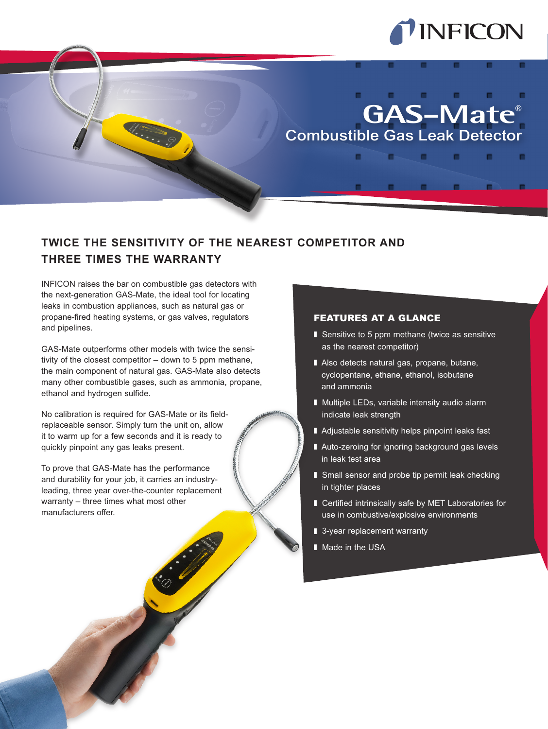INFICON

# GAS–Mate®

## Combustible Gas Leak Detector

## TWICE THE SENSITIVITY OF THE NEAREST COMPETITOR AND THREE TIMES THE WARRANTY

INFICON raises the bar on combustible gas detectors with the next-generation GAS-Mate, the ideal tool for locating leaks in combustion appliances, such as natural gas or propane-fired heating systems, or gas valves, regulators and pipelines.

GAS-Mate outperforms other models with twice the sensitivity of the closest competitor – down to 5 ppm methane, the main component of natural gas. GAS-Mate also detects many other combustible gases, such as ammonia, propane, ethanol and hydrogen sulfide.

No calibration is required for GAS-Mate or its field-replaceable sensor. Simply turn the unit on, allow it to warm up for a few seconds and it is ready to quickly pinpoint any gas leaks present.

To prove that GAS-Mate has the performance and durability for your job, it carries an industry-leading, three year over-the-counter replacement warranty – three times what most other manufacturers offer.

### FEATURES AT A GLANCE

- Sensitive to 5 ppm methane (twice as sensitive as the nearest competitor)
- Also detects natural gas, propane, butane, cyclopentane, ethane, ethanol, isobutane and ammonia
- Multiple LEDs, variable intensity audio alarm indicate leak strength
- Adjustable sensitivity helps pinpoint leaks fast
- Auto-zeroing for ignoring background gas levels in leak test area
- Small sensor and probe tip permit leak checking in tighter places
- Certified intrinsically safe by MET Laboratories for use in combustive/explosive environments
- 3-year replacement warranty
- Made in the USA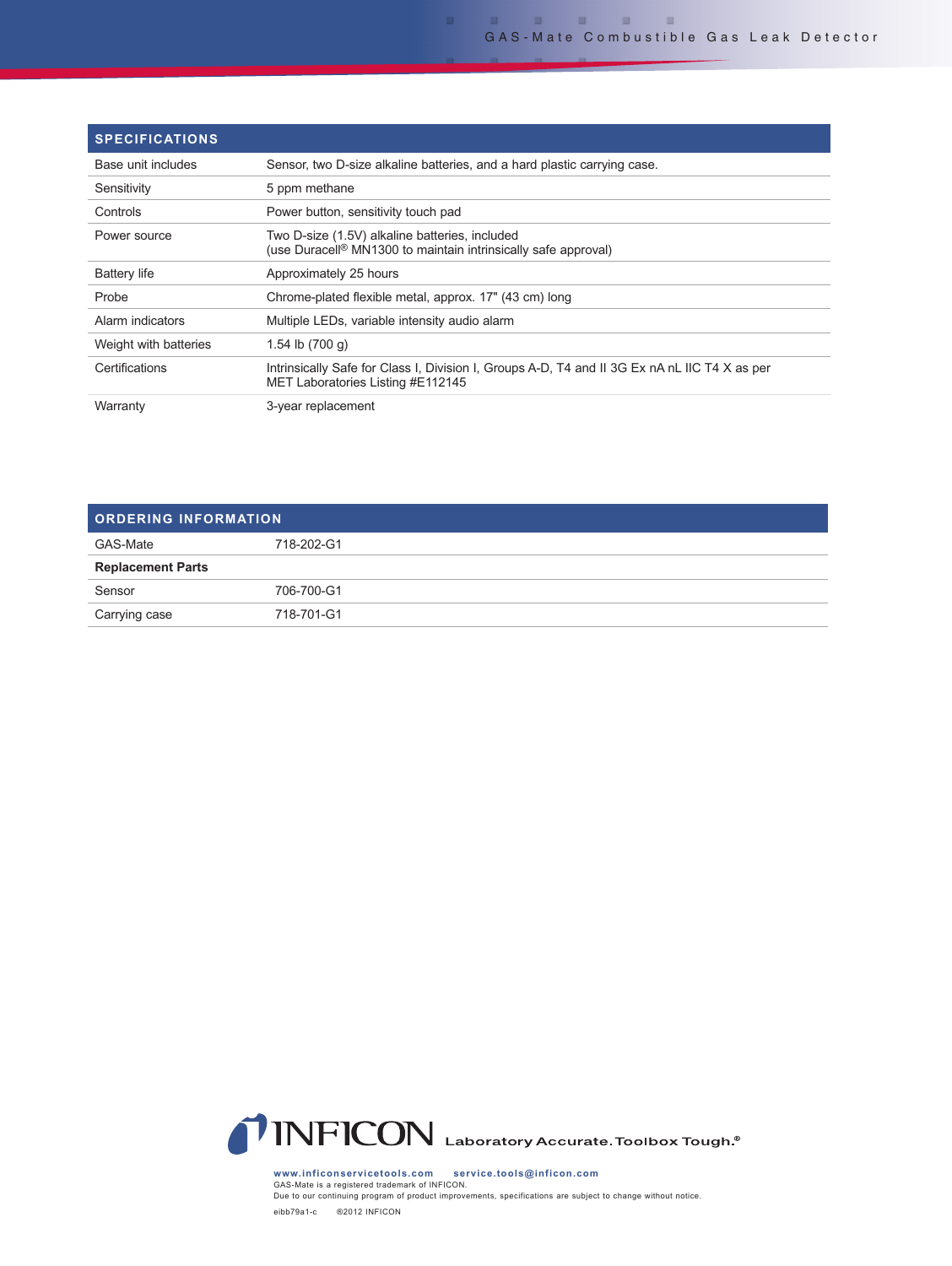## SPECIFICATIONS

| | |
|---|---|
| Base unit includes | Sensor, two D-size alkaline batteries, and a hard plastic carrying case. |
| Sensitivity | 5 ppm methane |
| Controls | Power button, sensitivity touch pad |
| Power source | Two D-size (1.5V) alkaline batteries, included<br>(use Duracell® MN1300 to maintain intrinsically safe approval) |
| Battery life | Approximately 25 hours |
| Probe | Chrome-plated flexible metal, approx. 17" (43 cm) long |
| Alarm indicators | Multiple LEDs, variable intensity audio alarm |
| Weight with batteries | 1.54 lb (700 g) |
| Certifications | Intrinsically Safe for Class I, Division I, Groups A-D, T4 and II 3G Ex nA nL IIC T4 X as per MET Laboratories Listing #E112145 |
| Warranty | 3-year replacement |

## ORDERING INFORMATION

| | |
|---|---|
| GAS-Mate | 718-202-G1 |
| **Replacement Parts** | |
| Sensor | 706-700-G1 |
| Carrying case | 718-701-G1 |

INFICON Laboratory Accurate. Toolbox Tough.®

www.inficonservicetools.com service.tools@inficon.com

GAS-Mate is a registered trademark of INFICON.

Due to our continuing program of product improvements, specifications are subject to change without notice.

eibb79a1-c ©2012 INFICON